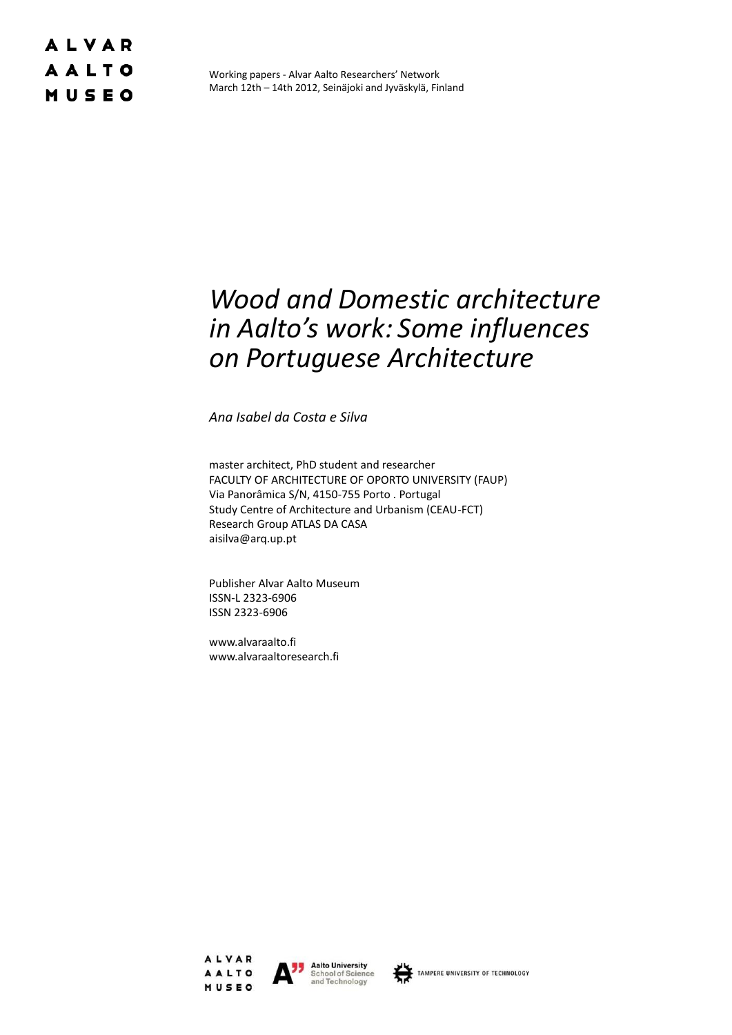Working papers - Alvar Aalto Researchers' Network
March 12th – 14th 2012, Seinäjoki and Jyväskylä, Finland

# *Wood and Domestic architecture in Aalto's work: Some influences on Portuguese Architecture*

*Ana Isabel da Costa e Silva*

master architect, PhD student and researcher
FACULTY OF ARCHITECTURE OF OPORTO UNIVERSITY (FAUP)
Via Panorâmica S/N, 4150-755 Porto . Portugal
Study Centre of Architecture and Urbanism (CEAU-FCT)
Research Group ATLAS DA CASA
aisilva@arq.up.pt

Publisher Alvar Aalto Museum
ISSN-L 2323-6906
ISSN 2323-6906

www.alvaraalto.fi
www.alvaraaltoresearch.fi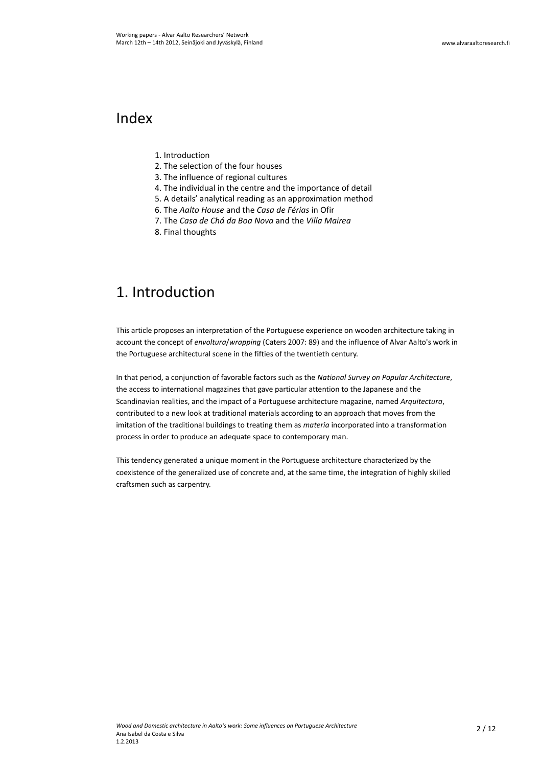# Index

1. Introduction
2. The selection of the four houses
3. The influence of regional cultures
4. The individual in the centre and the importance of detail
5. A details' analytical reading as an approximation method
6. The *Aalto House* and the *Casa de Férias* in Ofir
7. The *Casa de Chá da Boa Nova* and the *Villa Mairea*
8. Final thoughts

# 1. Introduction

This article proposes an interpretation of the Portuguese experience on wooden architecture taking in account the concept of *envoltura*/*wrapping* (Caters 2007: 89) and the influence of Alvar Aalto's work in the Portuguese architectural scene in the fifties of the twentieth century.

In that period, a conjunction of favorable factors such as the *National Survey on Popular Architecture*, the access to international magazines that gave particular attention to the Japanese and the Scandinavian realities, and the impact of a Portuguese architecture magazine, named *Arquitectura*, contributed to a new look at traditional materials according to an approach that moves from the imitation of the traditional buildings to treating them as *materia* incorporated into a transformation process in order to produce an adequate space to contemporary man.

This tendency generated a unique moment in the Portuguese architecture characterized by the coexistence of the generalized use of concrete and, at the same time, the integration of highly skilled craftsmen such as carpentry.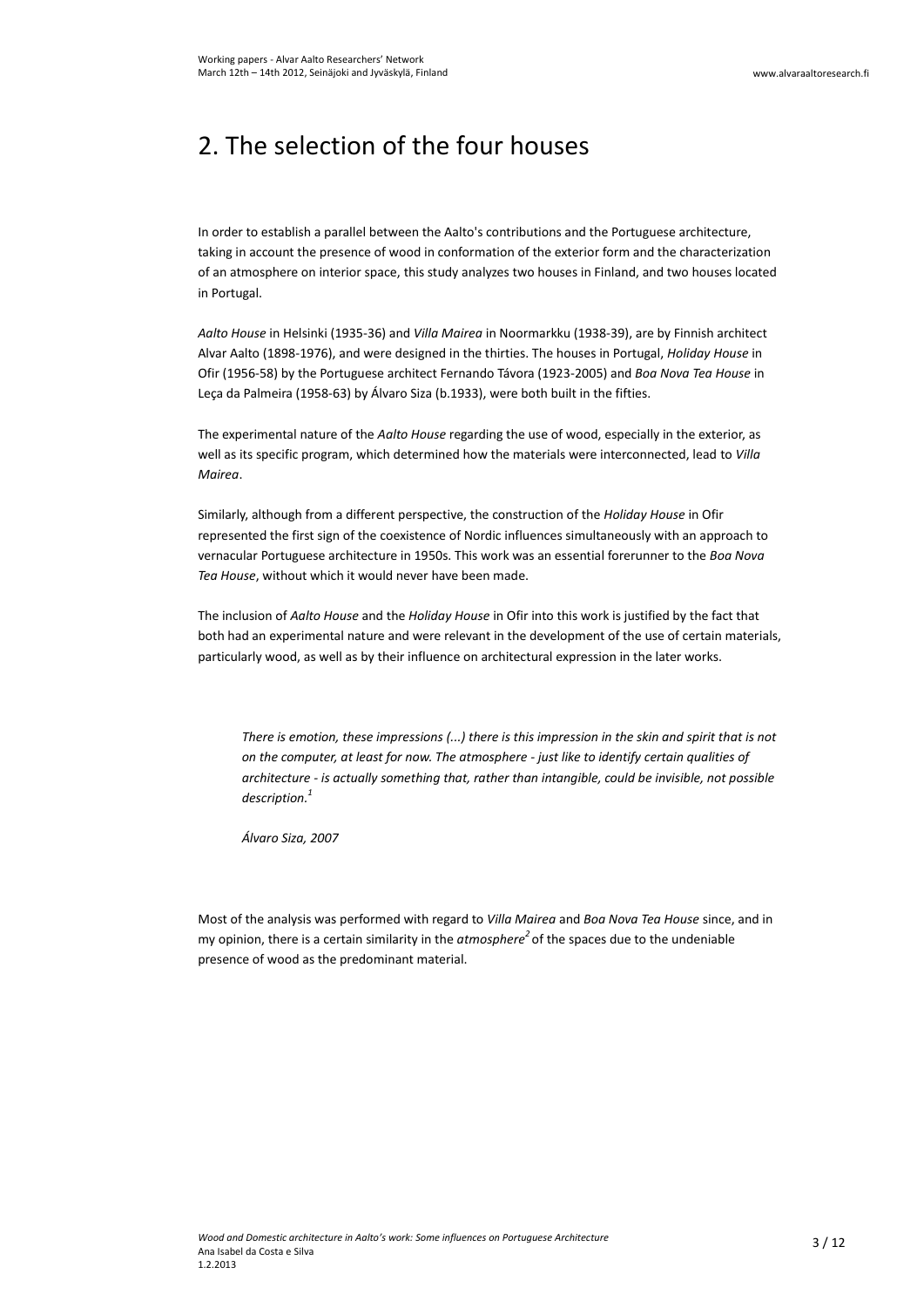## 2. The selection of the four houses

In order to establish a parallel between the Aalto's contributions and the Portuguese architecture, taking in account the presence of wood in conformation of the exterior form and the characterization of an atmosphere on interior space, this study analyzes two houses in Finland, and two houses located in Portugal.

*Aalto House* in Helsinki (1935-36) and *Villa Mairea* in Noormarkku (1938-39), are by Finnish architect Alvar Aalto (1898-1976), and were designed in the thirties. The houses in Portugal, *Holiday House* in Ofir (1956-58) by the Portuguese architect Fernando Távora (1923-2005) and *Boa Nova Tea House* in Leça da Palmeira (1958-63) by Álvaro Siza (b.1933), were both built in the fifties.

The experimental nature of the *Aalto House* regarding the use of wood, especially in the exterior, as well as its specific program, which determined how the materials were interconnected, lead to *Villa Mairea*.

Similarly, although from a different perspective, the construction of the *Holiday House* in Ofir represented the first sign of the coexistence of Nordic influences simultaneously with an approach to vernacular Portuguese architecture in 1950s. This work was an essential forerunner to the *Boa Nova Tea House*, without which it would never have been made.

The inclusion of *Aalto House* and the *Holiday House* in Ofir into this work is justified by the fact that both had an experimental nature and were relevant in the development of the use of certain materials, particularly wood, as well as by their influence on architectural expression in the later works.

> *There is emotion, these impressions (...) there is this impression in the skin and spirit that is not on the computer, at least for now. The atmosphere - just like to identify certain qualities of architecture - is actually something that, rather than intangible, could be invisible, not possible description.*[1]
>
> *Álvaro Siza, 2007*

Most of the analysis was performed with regard to *Villa Mairea* and *Boa Nova Tea House* since, and in my opinion, there is a certain similarity in the *atmosphere*[2] of the spaces due to the undeniable presence of wood as the predominant material.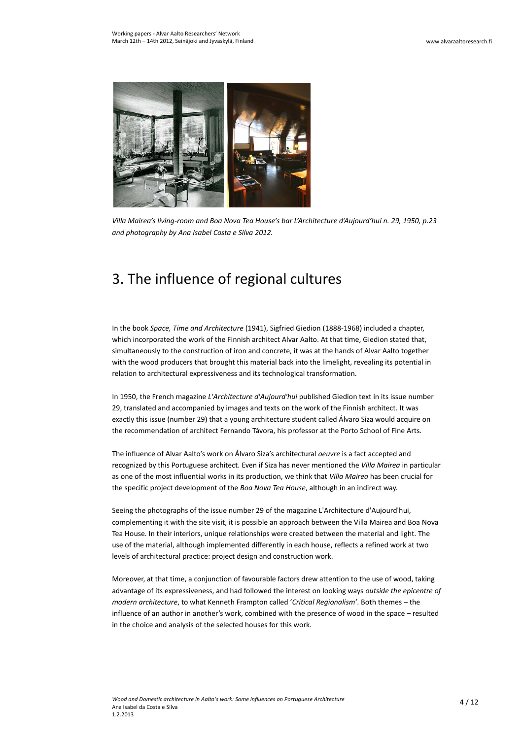*Villa Mairea's living-room and Boa Nova Tea House's bar L'Architecture d'Aujourd'hui n. 29, 1950, p.23 and photography by Ana Isabel Costa e Silva 2012.*

## 3. The influence of regional cultures

In the book *Space, Time and Architecture* (1941), Sigfried Giedion (1888-1968) included a chapter, which incorporated the work of the Finnish architect Alvar Aalto. At that time, Giedion stated that, simultaneously to the construction of iron and concrete, it was at the hands of Alvar Aalto together with the wood producers that brought this material back into the limelight, revealing its potential in relation to architectural expressiveness and its technological transformation.

In 1950, the French magazine *L'Architecture d'Aujourd'hui* published Giedion text in its issue number 29, translated and accompanied by images and texts on the work of the Finnish architect. It was exactly this issue (number 29) that a young architecture student called Álvaro Siza would acquire on the recommendation of architect Fernando Távora, his professor at the Porto School of Fine Arts.

The influence of Alvar Aalto's work on Álvaro Siza's architectural *oeuvre* is a fact accepted and recognized by this Portuguese architect. Even if Siza has never mentioned the *Villa Mairea* in particular as one of the most influential works in its production, we think that *Villa Mairea* has been crucial for the specific project development of the *Boa Nova Tea House*, although in an indirect way.

Seeing the photographs of the issue number 29 of the magazine L'Architecture d'Aujourd'hui, complementing it with the site visit, it is possible an approach between the Villa Mairea and Boa Nova Tea House. In their interiors, unique relationships were created between the material and light. The use of the material, although implemented differently in each house, reflects a refined work at two levels of architectural practice: project design and construction work.

Moreover, at that time, a conjunction of favourable factors drew attention to the use of wood, taking advantage of its expressiveness, and had followed the interest on looking ways *outside the epicentre of modern architecture*, to what Kenneth Frampton called '*Critical Regionalism'*. Both themes – the influence of an author in another's work, combined with the presence of wood in the space – resulted in the choice and analysis of the selected houses for this work.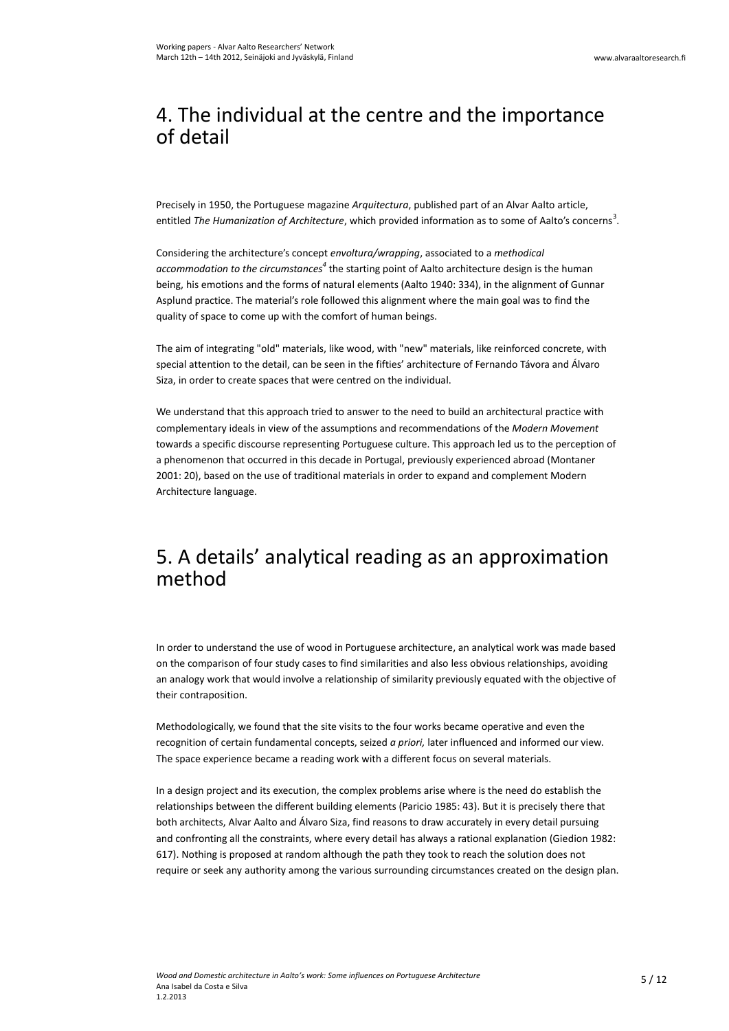## 4. The individual at the centre and the importance of detail

Precisely in 1950, the Portuguese magazine *Arquitectura*, published part of an Alvar Aalto article, entitled *The Humanization of Architecture*, which provided information as to some of Aalto's concerns[3].

Considering the architecture's concept *envoltura/wrapping*, associated to a *methodical accommodation to the circumstances*[4] the starting point of Aalto architecture design is the human being, his emotions and the forms of natural elements (Aalto 1940: 334), in the alignment of Gunnar Asplund practice. The material's role followed this alignment where the main goal was to find the quality of space to come up with the comfort of human beings.

The aim of integrating "old" materials, like wood, with "new" materials, like reinforced concrete, with special attention to the detail, can be seen in the fifties' architecture of Fernando Távora and Álvaro Siza, in order to create spaces that were centred on the individual.

We understand that this approach tried to answer to the need to build an architectural practice with complementary ideals in view of the assumptions and recommendations of the *Modern Movement* towards a specific discourse representing Portuguese culture. This approach led us to the perception of a phenomenon that occurred in this decade in Portugal, previously experienced abroad (Montaner 2001: 20), based on the use of traditional materials in order to expand and complement Modern Architecture language.

## 5. A details' analytical reading as an approximation method

In order to understand the use of wood in Portuguese architecture, an analytical work was made based on the comparison of four study cases to find similarities and also less obvious relationships, avoiding an analogy work that would involve a relationship of similarity previously equated with the objective of their contraposition.

Methodologically, we found that the site visits to the four works became operative and even the recognition of certain fundamental concepts, seized *a priori,* later influenced and informed our view. The space experience became a reading work with a different focus on several materials.

In a design project and its execution, the complex problems arise where is the need do establish the relationships between the different building elements (Paricio 1985: 43). But it is precisely there that both architects, Alvar Aalto and Álvaro Siza, find reasons to draw accurately in every detail pursuing and confronting all the constraints, where every detail has always a rational explanation (Giedion 1982: 617). Nothing is proposed at random although the path they took to reach the solution does not require or seek any authority among the various surrounding circumstances created on the design plan.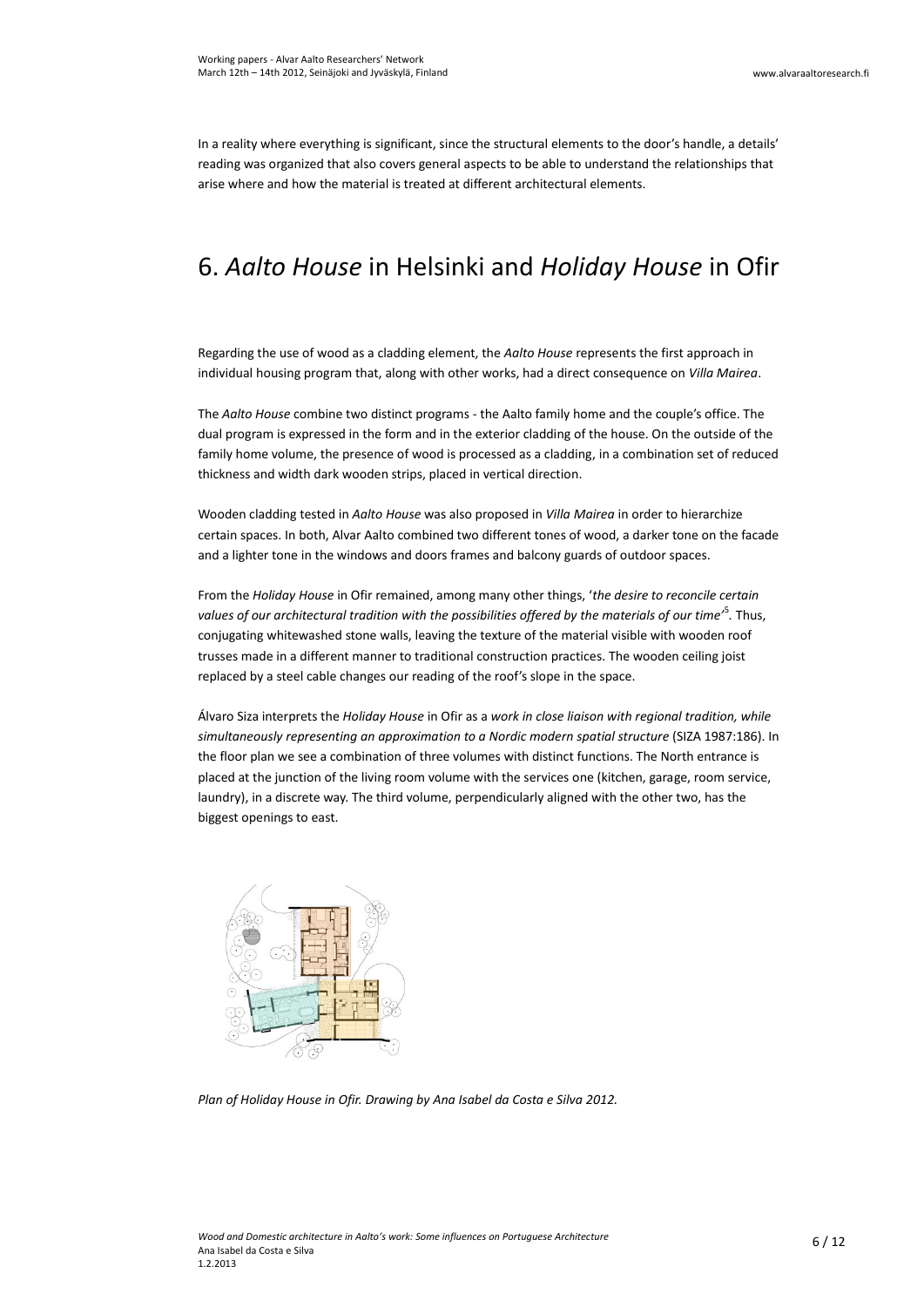In a reality where everything is significant, since the structural elements to the door's handle, a details' reading was organized that also covers general aspects to be able to understand the relationships that arise where and how the material is treated at different architectural elements.

# 6. *Aalto House* in Helsinki and *Holiday House* in Ofir

Regarding the use of wood as a cladding element, the *Aalto House* represents the first approach in individual housing program that, along with other works, had a direct consequence on *Villa Mairea*.

The *Aalto House* combine two distinct programs - the Aalto family home and the couple's office. The dual program is expressed in the form and in the exterior cladding of the house. On the outside of the family home volume, the presence of wood is processed as a cladding, in a combination set of reduced thickness and width dark wooden strips, placed in vertical direction.

Wooden cladding tested in *Aalto House* was also proposed in *Villa Mairea* in order to hierarchize certain spaces. In both, Alvar Aalto combined two different tones of wood, a darker tone on the facade and a lighter tone in the windows and doors frames and balcony guards of outdoor spaces.

From the *Holiday House* in Ofir remained, among many other things, '*the desire to reconcile certain values of our architectural tradition with the possibilities offered by the materials of our time*'[5]. Thus, conjugating whitewashed stone walls, leaving the texture of the material visible with wooden roof trusses made in a different manner to traditional construction practices. The wooden ceiling joist replaced by a steel cable changes our reading of the roof's slope in the space.

Álvaro Siza interprets the *Holiday House* in Ofir as a *work in close liaison with regional tradition, while simultaneously representing an approximation to a Nordic modern spatial structure* (SIZA 1987:186). In the floor plan we see a combination of three volumes with distinct functions. The North entrance is placed at the junction of the living room volume with the services one (kitchen, garage, room service, laundry), in a discrete way. The third volume, perpendicularly aligned with the other two, has the biggest openings to east.

*Plan of Holiday House in Ofir. Drawing by Ana Isabel da Costa e Silva 2012.*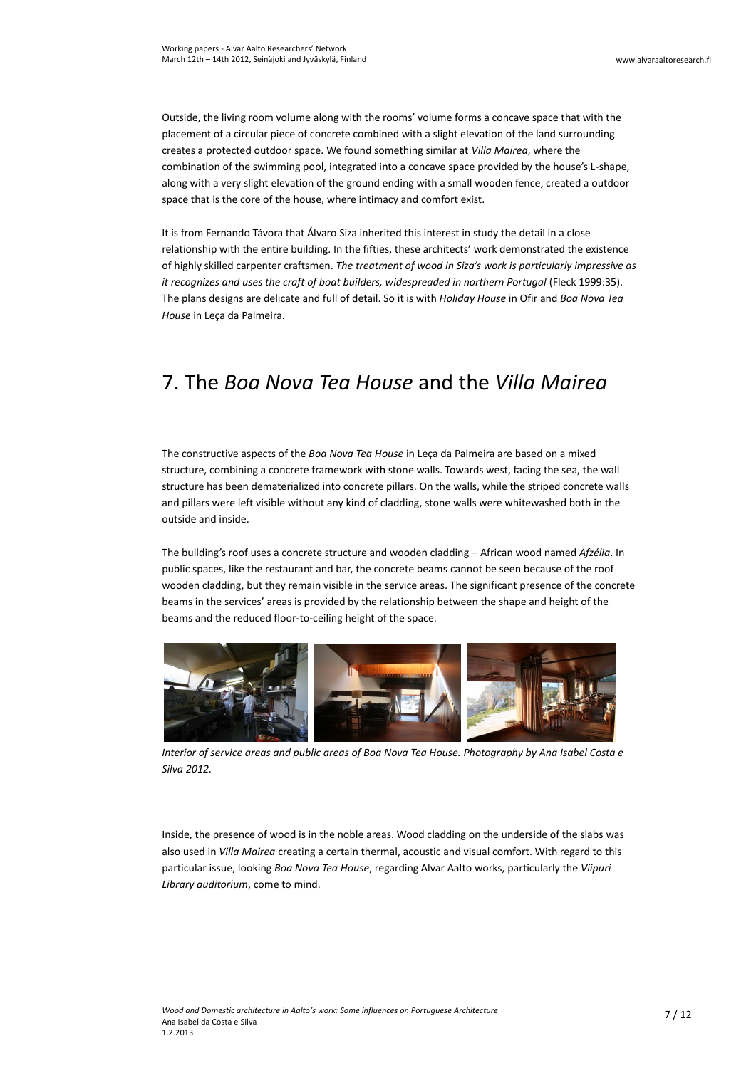Outside, the living room volume along with the rooms' volume forms a concave space that with the placement of a circular piece of concrete combined with a slight elevation of the land surrounding creates a protected outdoor space. We found something similar at *Villa Mairea*, where the combination of the swimming pool, integrated into a concave space provided by the house's L-shape, along with a very slight elevation of the ground ending with a small wooden fence, created a outdoor space that is the core of the house, where intimacy and comfort exist.

It is from Fernando Távora that Álvaro Siza inherited this interest in study the detail in a close relationship with the entire building. In the fifties, these architects' work demonstrated the existence of highly skilled carpenter craftsmen. *The treatment of wood in Siza's work is particularly impressive as it recognizes and uses the craft of boat builders, widespreaded in northern Portugal* (Fleck 1999:35). The plans designs are delicate and full of detail. So it is with *Holiday House* in Ofir and *Boa Nova Tea House* in Leça da Palmeira.

# 7. The *Boa Nova Tea House* and the *Villa Mairea*

The constructive aspects of the *Boa Nova Tea House* in Leça da Palmeira are based on a mixed structure, combining a concrete framework with stone walls. Towards west, facing the sea, the wall structure has been dematerialized into concrete pillars. On the walls, while the striped concrete walls and pillars were left visible without any kind of cladding, stone walls were whitewashed both in the outside and inside.

The building's roof uses a concrete structure and wooden cladding – African wood named *Afzélia*. In public spaces, like the restaurant and bar, the concrete beams cannot be seen because of the roof wooden cladding, but they remain visible in the service areas. The significant presence of the concrete beams in the services' areas is provided by the relationship between the shape and height of the beams and the reduced floor-to-ceiling height of the space.

*Interior of service areas and public areas of Boa Nova Tea House. Photography by Ana Isabel Costa e Silva 2012.*

Inside, the presence of wood is in the noble areas. Wood cladding on the underside of the slabs was also used in *Villa Mairea* creating a certain thermal, acoustic and visual comfort. With regard to this particular issue, looking *Boa Nova Tea House*, regarding Alvar Aalto works, particularly the *Viipuri Library auditorium*, come to mind.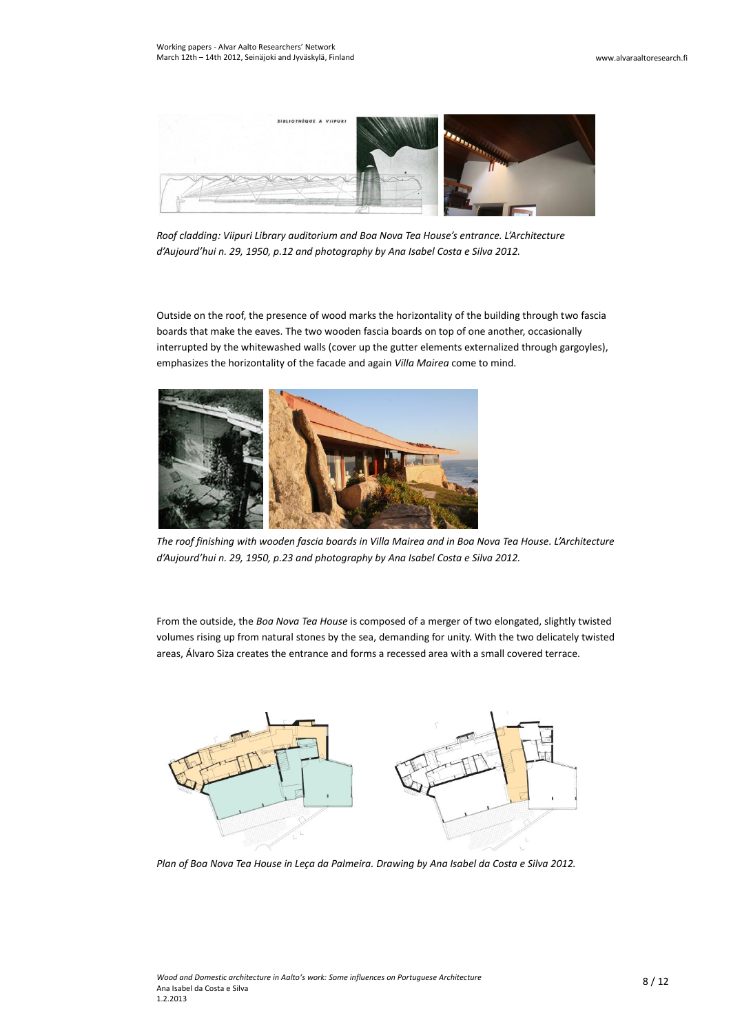*Roof cladding: Viipuri Library auditorium and Boa Nova Tea House's entrance. L'Architecture d'Aujourd'hui n. 29, 1950, p.12 and photography by Ana Isabel Costa e Silva 2012.*

Outside on the roof, the presence of wood marks the horizontality of the building through two fascia boards that make the eaves. The two wooden fascia boards on top of one another, occasionally interrupted by the whitewashed walls (cover up the gutter elements externalized through gargoyles), emphasizes the horizontality of the facade and again *Villa Mairea* come to mind.

*The roof finishing with wooden fascia boards in Villa Mairea and in Boa Nova Tea House. L'Architecture d'Aujourd'hui n. 29, 1950, p.23 and photography by Ana Isabel Costa e Silva 2012.*

From the outside, the *Boa Nova Tea House* is composed of a merger of two elongated, slightly twisted volumes rising up from natural stones by the sea, demanding for unity. With the two delicately twisted areas, Álvaro Siza creates the entrance and forms a recessed area with a small covered terrace.

*Plan of Boa Nova Tea House in Leça da Palmeira. Drawing by Ana Isabel da Costa e Silva 2012.*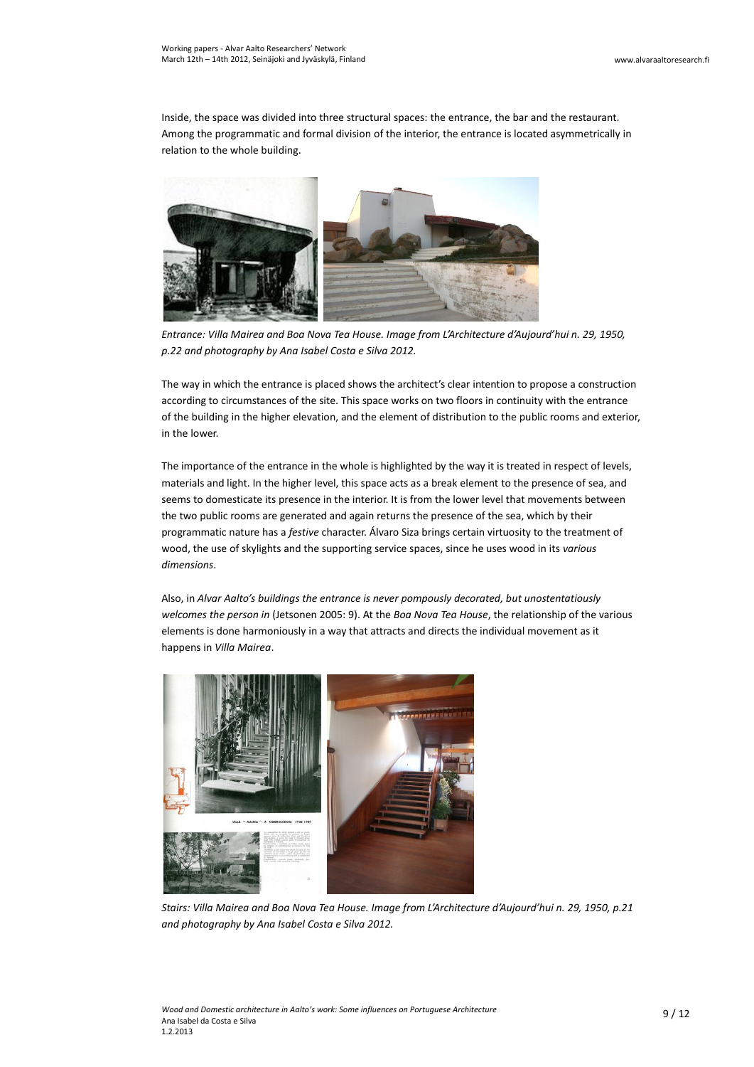Inside, the space was divided into three structural spaces: the entrance, the bar and the restaurant. Among the programmatic and formal division of the interior, the entrance is located asymmetrically in relation to the whole building.

*Entrance: Villa Mairea and Boa Nova Tea House. Image from L'Architecture d'Aujourd'hui n. 29, 1950, p.22 and photography by Ana Isabel Costa e Silva 2012.*

The way in which the entrance is placed shows the architect's clear intention to propose a construction according to circumstances of the site. This space works on two floors in continuity with the entrance of the building in the higher elevation, and the element of distribution to the public rooms and exterior, in the lower.

The importance of the entrance in the whole is highlighted by the way it is treated in respect of levels, materials and light. In the higher level, this space acts as a break element to the presence of sea, and seems to domesticate its presence in the interior. It is from the lower level that movements between the two public rooms are generated and again returns the presence of the sea, which by their programmatic nature has a *festive* character. Álvaro Siza brings certain virtuosity to the treatment of wood, the use of skylights and the supporting service spaces, since he uses wood in its *various dimensions*.

Also, in *Alvar Aalto's buildings the entrance is never pompously decorated, but unostentatiously welcomes the person in* (Jetsonen 2005: 9). At the *Boa Nova Tea House*, the relationship of the various elements is done harmoniously in a way that attracts and directs the individual movement as it happens in *Villa Mairea*.

*Stairs: Villa Mairea and Boa Nova Tea House. Image from L'Architecture d'Aujourd'hui n. 29, 1950, p.21 and photography by Ana Isabel Costa e Silva 2012.*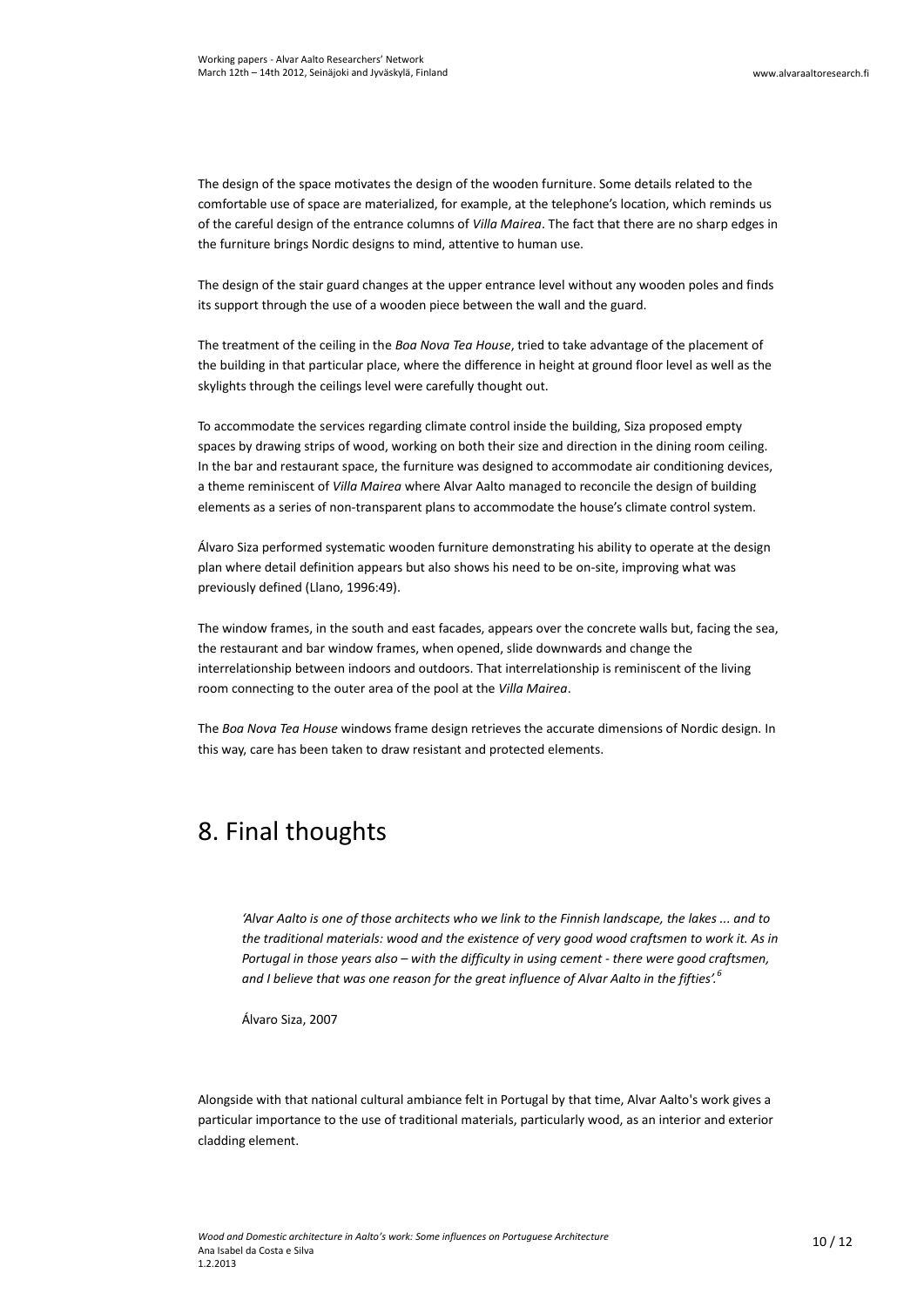The design of the space motivates the design of the wooden furniture. Some details related to the comfortable use of space are materialized, for example, at the telephone's location, which reminds us of the careful design of the entrance columns of *Villa Mairea*. The fact that there are no sharp edges in the furniture brings Nordic designs to mind, attentive to human use.

The design of the stair guard changes at the upper entrance level without any wooden poles and finds its support through the use of a wooden piece between the wall and the guard.

The treatment of the ceiling in the *Boa Nova Tea House*, tried to take advantage of the placement of the building in that particular place, where the difference in height at ground floor level as well as the skylights through the ceilings level were carefully thought out.

To accommodate the services regarding climate control inside the building, Siza proposed empty spaces by drawing strips of wood, working on both their size and direction in the dining room ceiling. In the bar and restaurant space, the furniture was designed to accommodate air conditioning devices, a theme reminiscent of *Villa Mairea* where Alvar Aalto managed to reconcile the design of building elements as a series of non-transparent plans to accommodate the house's climate control system.

Álvaro Siza performed systematic wooden furniture demonstrating his ability to operate at the design plan where detail definition appears but also shows his need to be on-site, improving what was previously defined (Llano, 1996:49).

The window frames, in the south and east facades, appears over the concrete walls but, facing the sea, the restaurant and bar window frames, when opened, slide downwards and change the interrelationship between indoors and outdoors. That interrelationship is reminiscent of the living room connecting to the outer area of the pool at the *Villa Mairea*.

The *Boa Nova Tea House* windows frame design retrieves the accurate dimensions of Nordic design. In this way, care has been taken to draw resistant and protected elements.

# 8. Final thoughts

> *'Alvar Aalto is one of those architects who we link to the Finnish landscape, the lakes ... and to the traditional materials: wood and the existence of very good wood craftsmen to work it. As in Portugal in those years also – with the difficulty in using cement - there were good craftsmen, and I believe that was one reason for the great influence of Alvar Aalto in the fifties'.*[6]
>
> Álvaro Siza, 2007

Alongside with that national cultural ambiance felt in Portugal by that time, Alvar Aalto's work gives a particular importance to the use of traditional materials, particularly wood, as an interior and exterior cladding element.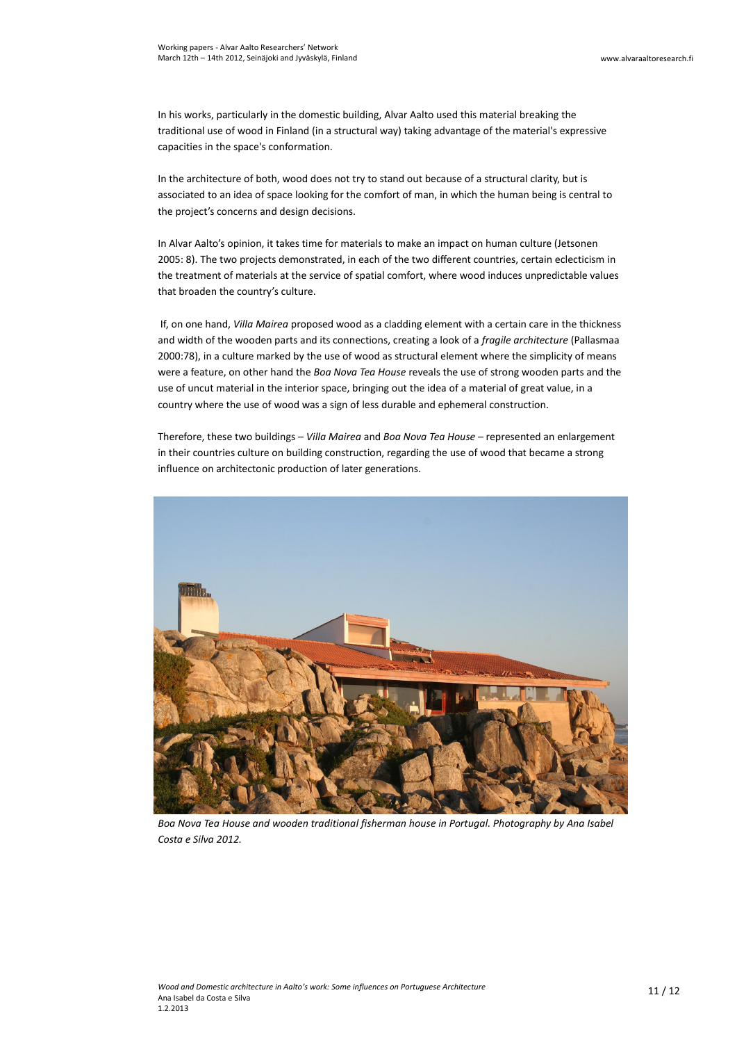In his works, particularly in the domestic building, Alvar Aalto used this material breaking the traditional use of wood in Finland (in a structural way) taking advantage of the material's expressive capacities in the space's conformation.

In the architecture of both, wood does not try to stand out because of a structural clarity, but is associated to an idea of space looking for the comfort of man, in which the human being is central to the project's concerns and design decisions.

In Alvar Aalto's opinion, it takes time for materials to make an impact on human culture (Jetsonen 2005: 8). The two projects demonstrated, in each of the two different countries, certain eclecticism in the treatment of materials at the service of spatial comfort, where wood induces unpredictable values that broaden the country's culture.

If, on one hand, *Villa Mairea* proposed wood as a cladding element with a certain care in the thickness and width of the wooden parts and its connections, creating a look of a *fragile architecture* (Pallasmaa 2000:78), in a culture marked by the use of wood as structural element where the simplicity of means were a feature, on other hand the *Boa Nova Tea House* reveals the use of strong wooden parts and the use of uncut material in the interior space, bringing out the idea of a material of great value, in a country where the use of wood was a sign of less durable and ephemeral construction.

Therefore, these two buildings – *Villa Mairea* and *Boa Nova Tea House* – represented an enlargement in their countries culture on building construction, regarding the use of wood that became a strong influence on architectonic production of later generations.

*Boa Nova Tea House and wooden traditional fisherman house in Portugal. Photography by Ana Isabel Costa e Silva 2012.*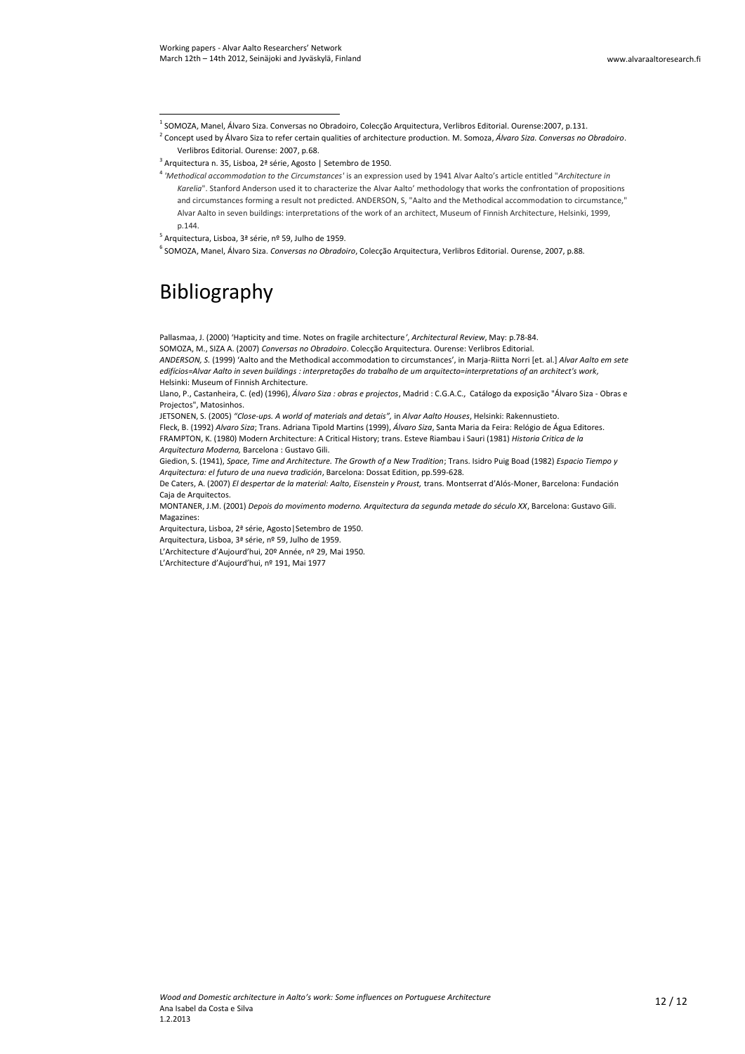[1] SOMOZA, Manel, Álvaro Siza. Conversas no Obradoiro, Colecção Arquitectura, Verlibros Editorial. Ourense:2007, p.131.

[2] Concept used by Álvaro Siza to refer certain qualities of architecture production. M. Somoza, *Álvaro Siza. Conversas no Obradoiro*. Verlibros Editorial. Ourense: 2007, p.68.

[3] Arquitectura n. 35, Lisboa, 2ª série, Agosto | Setembro de 1950.

[4] *'Methodical accommodation to the Circumstances'* is an expression used by 1941 Alvar Aalto's article entitled "*Architecture in Karelia*". Stanford Anderson used it to characterize the Alvar Aalto' methodology that works the confrontation of propositions and circumstances forming a result not predicted. ANDERSON, S, "Aalto and the Methodical accommodation to circumstance," Alvar Aalto in seven buildings: interpretations of the work of an architect, Museum of Finnish Architecture, Helsinki, 1999, p.144.

[5] Arquitectura, Lisboa, 3ª série, nº 59, Julho de 1959.

[6] SOMOZA, Manel, Álvaro Siza. *Conversas no Obradoiro*, Colecção Arquitectura, Verlibros Editorial. Ourense, 2007, p.88.

# Bibliography

Pallasmaa, J. (2000) 'Hapticity and time. Notes on fragile architecture*', Architectural Review*, May: p.78-84.

SOMOZA, M., SIZA A. (2007) *Conversas no Obradoiro*. Colecção Arquitectura. Ourense: Verlibros Editorial.

*ANDERSON, S.* (1999) 'Aalto and the Methodical accommodation to circumstances', in Marja-Riitta Norri [et. al.] *Alvar Aalto em sete edifícios=Alvar Aalto in seven buildings : interpretações do trabalho de um arquitecto=interpretations of an architect's work,* Helsinki: Museum of Finnish Architecture.

Llano, P., Castanheira, C. (ed) (1996), *Álvaro Siza : obras e projectos*, Madrid : C.G.A.C., Catálogo da exposição "Álvaro Siza - Obras e Projectos", Matosinhos.

JETSONEN, S. (2005) *"Close-ups. A world of materials and detais",* in *Alvar Aalto Houses*, Helsinki: Rakennustieto.

Fleck, B. (1992) *Alvaro Siza*; Trans. Adriana Tipold Martins (1999), *Álvaro Siza*, Santa Maria da Feira: Relógio de Água Editores.

FRAMPTON, K. (1980) Modern Architecture: A Critical History; trans. Esteve Riambau i Sauri (1981) *Historia Critica de la Arquitectura Moderna,* Barcelona : Gustavo Gili.

Giedion, S. (1941), *Space, Time and Architecture. The Growth of a New Tradition*; Trans. Isidro Puig Boad (1982) *Espacio Tiempo y Arquitectura: el futuro de una nueva tradición*, Barcelona: Dossat Edition, pp.599-628.

De Caters, A. (2007) *El despertar de la material: Aalto, Eisenstein y Proust,* trans. Montserrat d'Alós-Moner, Barcelona: Fundación Caja de Arquitectos.

MONTANER, J.M. (2001) *Depois do movimento moderno. Arquitectura da segunda metade do século XX*, Barcelona: Gustavo Gili.

Magazines:

Arquitectura, Lisboa, 2ª série, Agosto|Setembro de 1950.

Arquitectura, Lisboa, 3ª série, nº 59, Julho de 1959.

L'Architecture d'Aujourd'hui, 20º Année, nº 29, Mai 1950.

L'Architecture d'Aujourd'hui, nº 191, Mai 1977